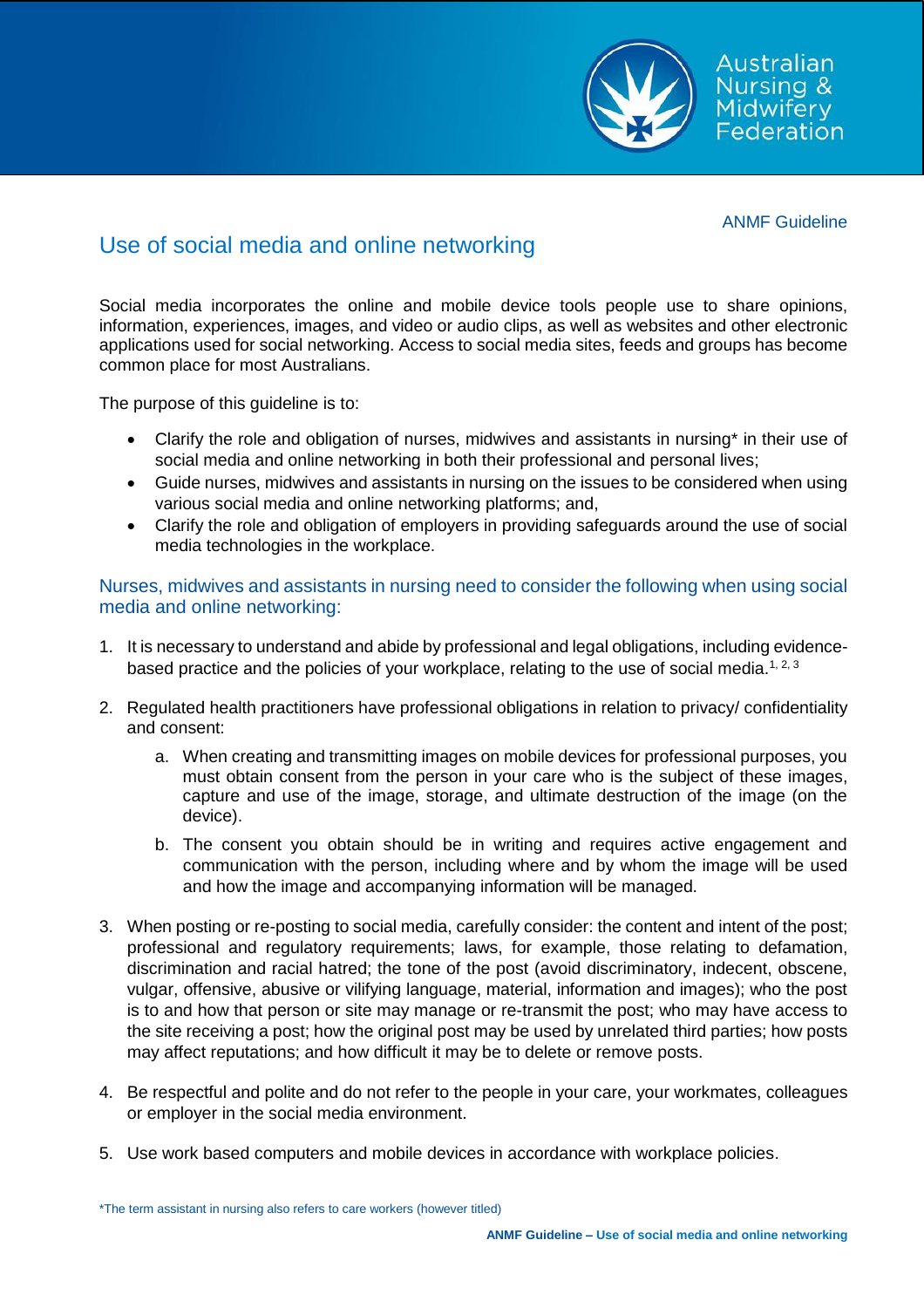ANMF Guideline

# Use of social media and online networking

Social media incorporates the online and mobile device tools people use to share opinions, information, experiences, images, and video or audio clips, as well as websites and other electronic applications used for social networking. Access to social media sites, feeds and groups has become common place for most Australians.

The purpose of this guideline is to:

- Clarify the role and obligation of nurses, midwives and assistants in nursing* in their use of social media and online networking in both their professional and personal lives;
- Guide nurses, midwives and assistants in nursing on the issues to be considered when using various social media and online networking platforms; and,
- Clarify the role and obligation of employers in providing safeguards around the use of social media technologies in the workplace.

## Nurses, midwives and assistants in nursing need to consider the following when using social media and online networking:

1. It is necessary to understand and abide by professional and legal obligations, including evidence-based practice and the policies of your workplace, relating to the use of social media.[1, 2, 3]

2. Regulated health practitioners have professional obligations in relation to privacy/ confidentiality and consent:

   a. When creating and transmitting images on mobile devices for professional purposes, you must obtain consent from the person in your care who is the subject of these images, capture and use of the image, storage, and ultimate destruction of the image (on the device).

   b. The consent you obtain should be in writing and requires active engagement and communication with the person, including where and by whom the image will be used and how the image and accompanying information will be managed.

3. When posting or re-posting to social media, carefully consider: the content and intent of the post; professional and regulatory requirements; laws, for example, those relating to defamation, discrimination and racial hatred; the tone of the post (avoid discriminatory, indecent, obscene, vulgar, offensive, abusive or vilifying language, material, information and images); who the post is to and how that person or site may manage or re-transmit the post; who may have access to the site receiving a post; how the original post may be used by unrelated third parties; how posts may affect reputations; and how difficult it may be to delete or remove posts.

4. Be respectful and polite and do not refer to the people in your care, your workmates, colleagues or employer in the social media environment.

5. Use work based computers and mobile devices in accordance with workplace policies.

*The term assistant in nursing also refers to care workers (however titled)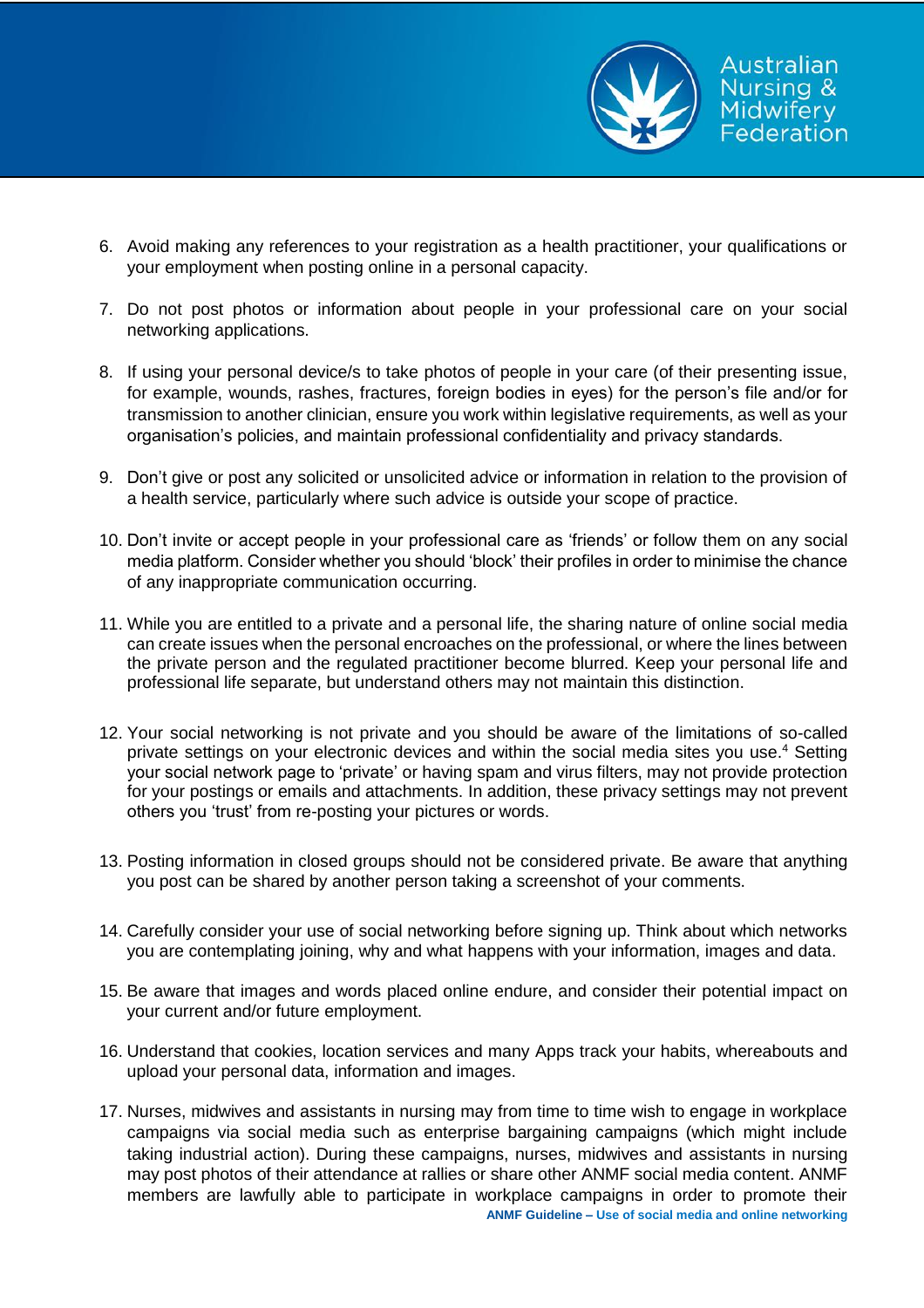6. Avoid making any references to your registration as a health practitioner, your qualifications or your employment when posting online in a personal capacity.

7. Do not post photos or information about people in your professional care on your social networking applications.

8. If using your personal device/s to take photos of people in your care (of their presenting issue, for example, wounds, rashes, fractures, foreign bodies in eyes) for the person's file and/or for transmission to another clinician, ensure you work within legislative requirements, as well as your organisation's policies, and maintain professional confidentiality and privacy standards.

9. Don't give or post any solicited or unsolicited advice or information in relation to the provision of a health service, particularly where such advice is outside your scope of practice.

10. Don't invite or accept people in your professional care as 'friends' or follow them on any social media platform. Consider whether you should 'block' their profiles in order to minimise the chance of any inappropriate communication occurring.

11. While you are entitled to a private and a personal life, the sharing nature of online social media can create issues when the personal encroaches on the professional, or where the lines between the private person and the regulated practitioner become blurred. Keep your personal life and professional life separate, but understand others may not maintain this distinction.

12. Your social networking is not private and you should be aware of the limitations of so-called private settings on your electronic devices and within the social media sites you use.[4] Setting your social network page to 'private' or having spam and virus filters, may not provide protection for your postings or emails and attachments. In addition, these privacy settings may not prevent others you 'trust' from re-posting your pictures or words.

13. Posting information in closed groups should not be considered private. Be aware that anything you post can be shared by another person taking a screenshot of your comments.

14. Carefully consider your use of social networking before signing up. Think about which networks you are contemplating joining, why and what happens with your information, images and data.

15. Be aware that images and words placed online endure, and consider their potential impact on your current and/or future employment.

16. Understand that cookies, location services and many Apps track your habits, whereabouts and upload your personal data, information and images.

17. Nurses, midwives and assistants in nursing may from time to time wish to engage in workplace campaigns via social media such as enterprise bargaining campaigns (which might include taking industrial action). During these campaigns, nurses, midwives and assistants in nursing may post photos of their attendance at rallies or share other ANMF social media content. ANMF members are lawfully able to participate in workplace campaigns in order to promote their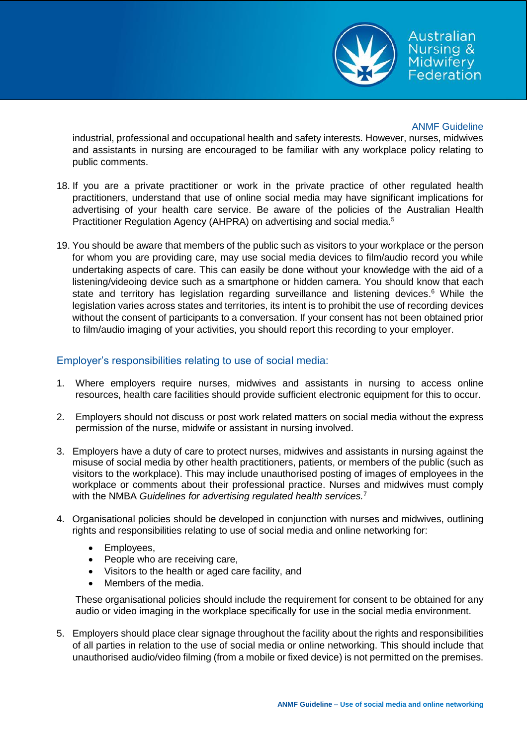industrial, professional and occupational health and safety interests. However, nurses, midwives and assistants in nursing are encouraged to be familiar with any workplace policy relating to public comments.

18. If you are a private practitioner or work in the private practice of other regulated health practitioners, understand that use of online social media may have significant implications for advertising of your health care service. Be aware of the policies of the Australian Health Practitioner Regulation Agency (AHPRA) on advertising and social media.[5]

19. You should be aware that members of the public such as visitors to your workplace or the person for whom you are providing care, may use social media devices to film/audio record you while undertaking aspects of care. This can easily be done without your knowledge with the aid of a listening/videoing device such as a smartphone or hidden camera. You should know that each state and territory has legislation regarding surveillance and listening devices.[6] While the legislation varies across states and territories, its intent is to prohibit the use of recording devices without the consent of participants to a conversation. If your consent has not been obtained prior to film/audio imaging of your activities, you should report this recording to your employer.

## Employer's responsibilities relating to use of social media:

1. Where employers require nurses, midwives and assistants in nursing to access online resources, health care facilities should provide sufficient electronic equipment for this to occur.

2. Employers should not discuss or post work related matters on social media without the express permission of the nurse, midwife or assistant in nursing involved.

3. Employers have a duty of care to protect nurses, midwives and assistants in nursing against the misuse of social media by other health practitioners, patients, or members of the public (such as visitors to the workplace). This may include unauthorised posting of images of employees in the workplace or comments about their professional practice. Nurses and midwives must comply with the NMBA *Guidelines for advertising regulated health services.*[7]

4. Organisational policies should be developed in conjunction with nurses and midwives, outlining rights and responsibilities relating to use of social media and online networking for:

   - Employees,
   - People who are receiving care,
   - Visitors to the health or aged care facility, and
   - Members of the media.

   These organisational policies should include the requirement for consent to be obtained for any audio or video imaging in the workplace specifically for use in the social media environment.

5. Employers should place clear signage throughout the facility about the rights and responsibilities of all parties in relation to the use of social media or online networking. This should include that unauthorised audio/video filming (from a mobile or fixed device) is not permitted on the premises.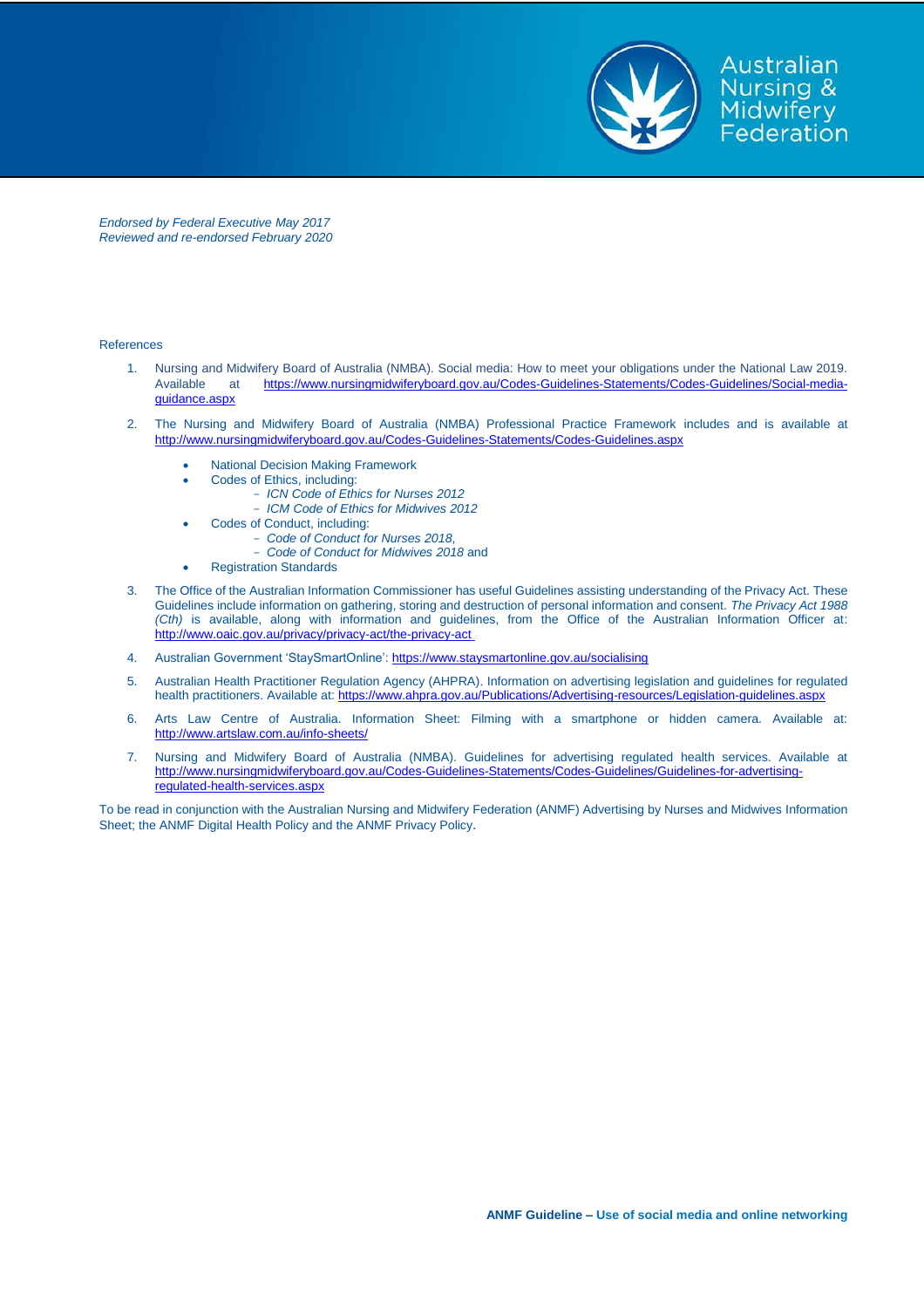*Endorsed by Federal Executive May 2017*
*Reviewed and re-endorsed February 2020*

References

1. Nursing and Midwifery Board of Australia (NMBA). Social media: How to meet your obligations under the National Law 2019. Available at https://www.nursingmidwiferyboard.gov.au/Codes-Guidelines-Statements/Codes-Guidelines/Social-media-guidance.aspx
2. The Nursing and Midwifery Board of Australia (NMBA) Professional Practice Framework includes and is available at http://www.nursingmidwiferyboard.gov.au/Codes-Guidelines-Statements/Codes-Guidelines.aspx
   - National Decision Making Framework
   - Codes of Ethics, including:
     - *ICN Code of Ethics for Nurses 2012*
     - *ICM Code of Ethics for Midwives 2012*
   - Codes of Conduct, including:
     - *Code of Conduct for Nurses 2018*,
     - *Code of Conduct for Midwives 2018* and
   - Registration Standards
3. The Office of the Australian Information Commissioner has useful Guidelines assisting understanding of the Privacy Act. These Guidelines include information on gathering, storing and destruction of personal information and consent. *The Privacy Act 1988 (Cth)* is available, along with information and guidelines, from the Office of the Australian Information Officer at: http://www.oaic.gov.au/privacy/privacy-act/the-privacy-act
4. Australian Government 'StaySmartOnline': https://www.staysmartonline.gov.au/socialising
5. Australian Health Practitioner Regulation Agency (AHPRA). Information on advertising legislation and guidelines for regulated health practitioners. Available at: https://www.ahpra.gov.au/Publications/Advertising-resources/Legislation-guidelines.aspx
6. Arts Law Centre of Australia. Information Sheet: Filming with a smartphone or hidden camera. Available at: http://www.artslaw.com.au/info-sheets/
7. Nursing and Midwifery Board of Australia (NMBA). Guidelines for advertising regulated health services. Available at http://www.nursingmidwiferyboard.gov.au/Codes-Guidelines-Statements/Codes-Guidelines/Guidelines-for-advertising-regulated-health-services.aspx

To be read in conjunction with the Australian Nursing and Midwifery Federation (ANMF) Advertising by Nurses and Midwives Information Sheet; the ANMF Digital Health Policy and the ANMF Privacy Policy.